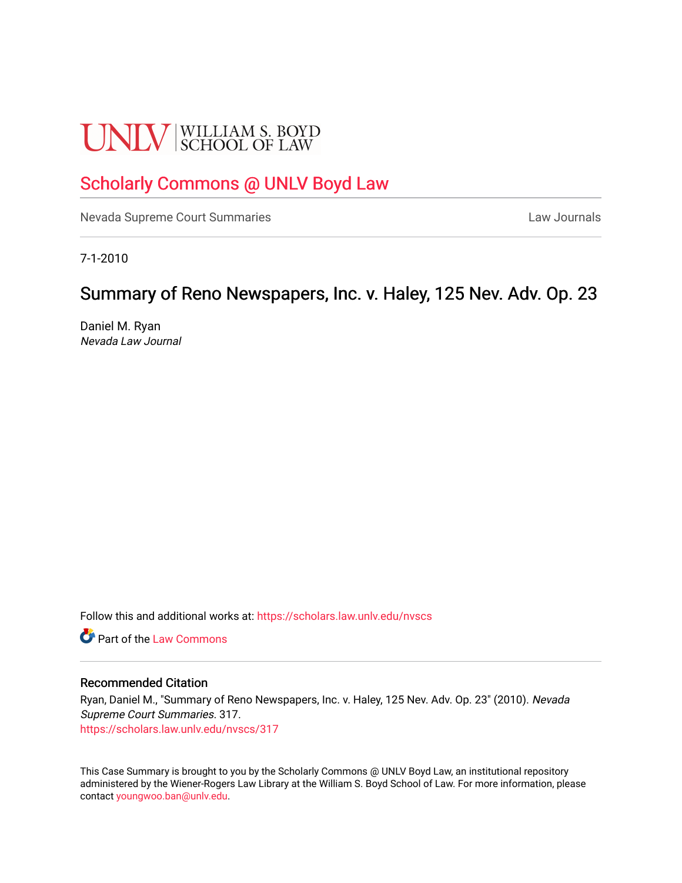UNLV | WILLIAM S. BOYD SCHOOL OF LAW

# Scholarly Commons @ UNLV Boyd Law

Nevada Supreme Court Summaries | Law Journals

7-1-2010

## Summary of Reno Newspapers, Inc. v. Haley, 125 Nev. Adv. Op. 23

Daniel M. Ryan
*Nevada Law Journal*

Follow this and additional works at: https://scholars.law.unlv.edu/nvscs

Part of the Law Commons

### Recommended Citation

Ryan, Daniel M., "Summary of Reno Newspapers, Inc. v. Haley, 125 Nev. Adv. Op. 23" (2010). *Nevada Supreme Court Summaries*. 317.
https://scholars.law.unlv.edu/nvscs/317

This Case Summary is brought to you by the Scholarly Commons @ UNLV Boyd Law, an institutional repository administered by the Wiener-Rogers Law Library at the William S. Boyd School of Law. For more information, please contact youngwoo.ban@unlv.edu.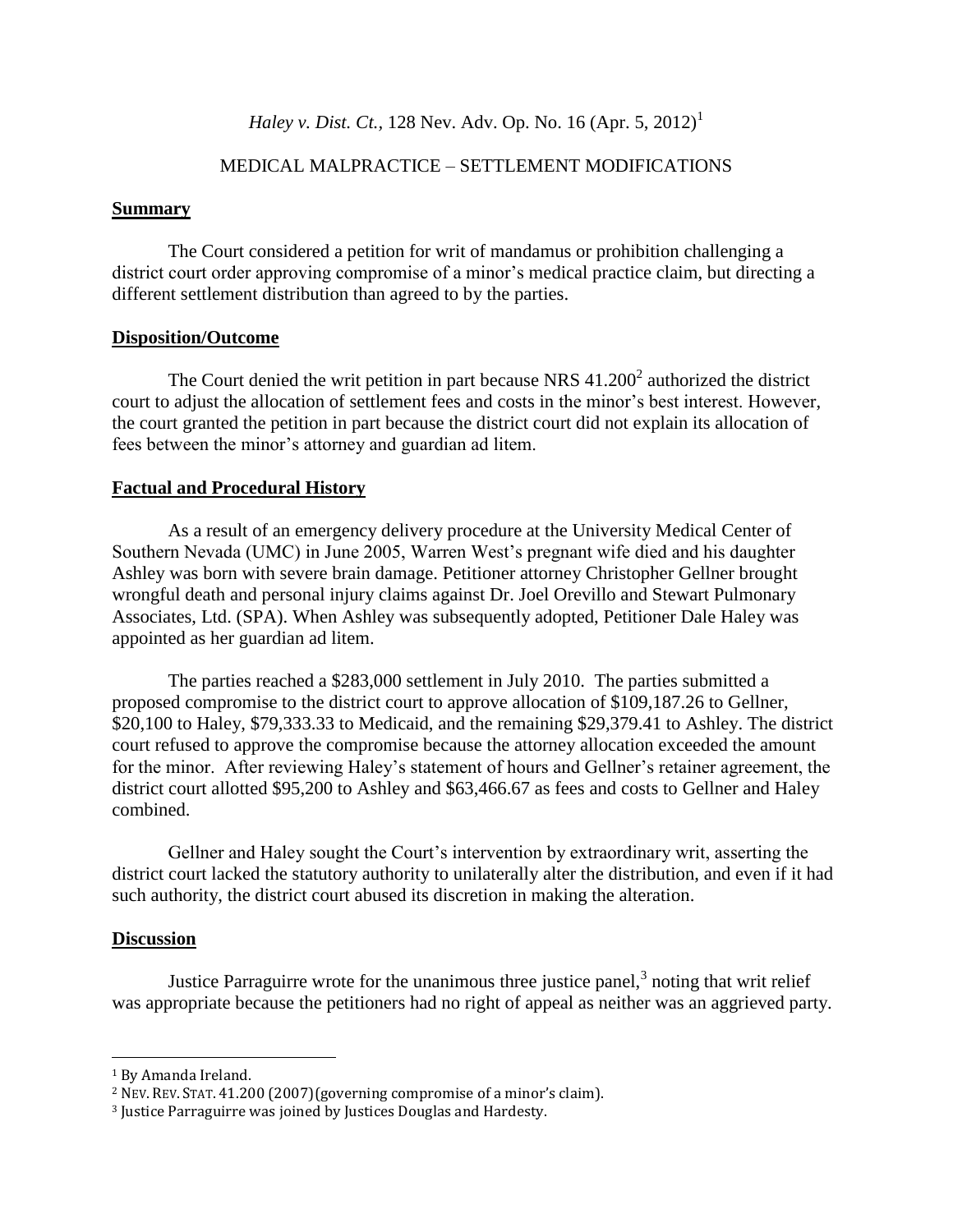*Haley v. Dist. Ct.*, 128 Nev. Adv. Op. No. 16 (Apr. 5, 2012)[1]

MEDICAL MALPRACTICE – SETTLEMENT MODIFICATIONS

**Summary**

The Court considered a petition for writ of mandamus or prohibition challenging a district court order approving compromise of a minor's medical practice claim, but directing a different settlement distribution than agreed to by the parties.

**Disposition/Outcome**

The Court denied the writ petition in part because NRS 41.200[2] authorized the district court to adjust the allocation of settlement fees and costs in the minor's best interest. However, the court granted the petition in part because the district court did not explain its allocation of fees between the minor's attorney and guardian ad litem.

**Factual and Procedural History**

As a result of an emergency delivery procedure at the University Medical Center of Southern Nevada (UMC) in June 2005, Warren West's pregnant wife died and his daughter Ashley was born with severe brain damage. Petitioner attorney Christopher Gellner brought wrongful death and personal injury claims against Dr. Joel Orevillo and Stewart Pulmonary Associates, Ltd. (SPA). When Ashley was subsequently adopted, Petitioner Dale Haley was appointed as her guardian ad litem.

The parties reached a $283,000 settlement in July 2010. The parties submitted a proposed compromise to the district court to approve allocation of $109,187.26 to Gellner, $20,100 to Haley, $79,333.33 to Medicaid, and the remaining $29,379.41 to Ashley. The district court refused to approve the compromise because the attorney allocation exceeded the amount for the minor. After reviewing Haley's statement of hours and Gellner's retainer agreement, the district court allotted $95,200 to Ashley and $63,466.67 as fees and costs to Gellner and Haley combined.

Gellner and Haley sought the Court's intervention by extraordinary writ, asserting the district court lacked the statutory authority to unilaterally alter the distribution, and even if it had such authority, the district court abused its discretion in making the alteration.

**Discussion**

Justice Parraguirre wrote for the unanimous three justice panel,[3] noting that writ relief was appropriate because the petitioners had no right of appeal as neither was an aggrieved party.

---

[1] By Amanda Ireland.

[2] NEV. REV. STAT. 41.200 (2007)(governing compromise of a minor's claim).

[3] Justice Parraguirre was joined by Justices Douglas and Hardesty.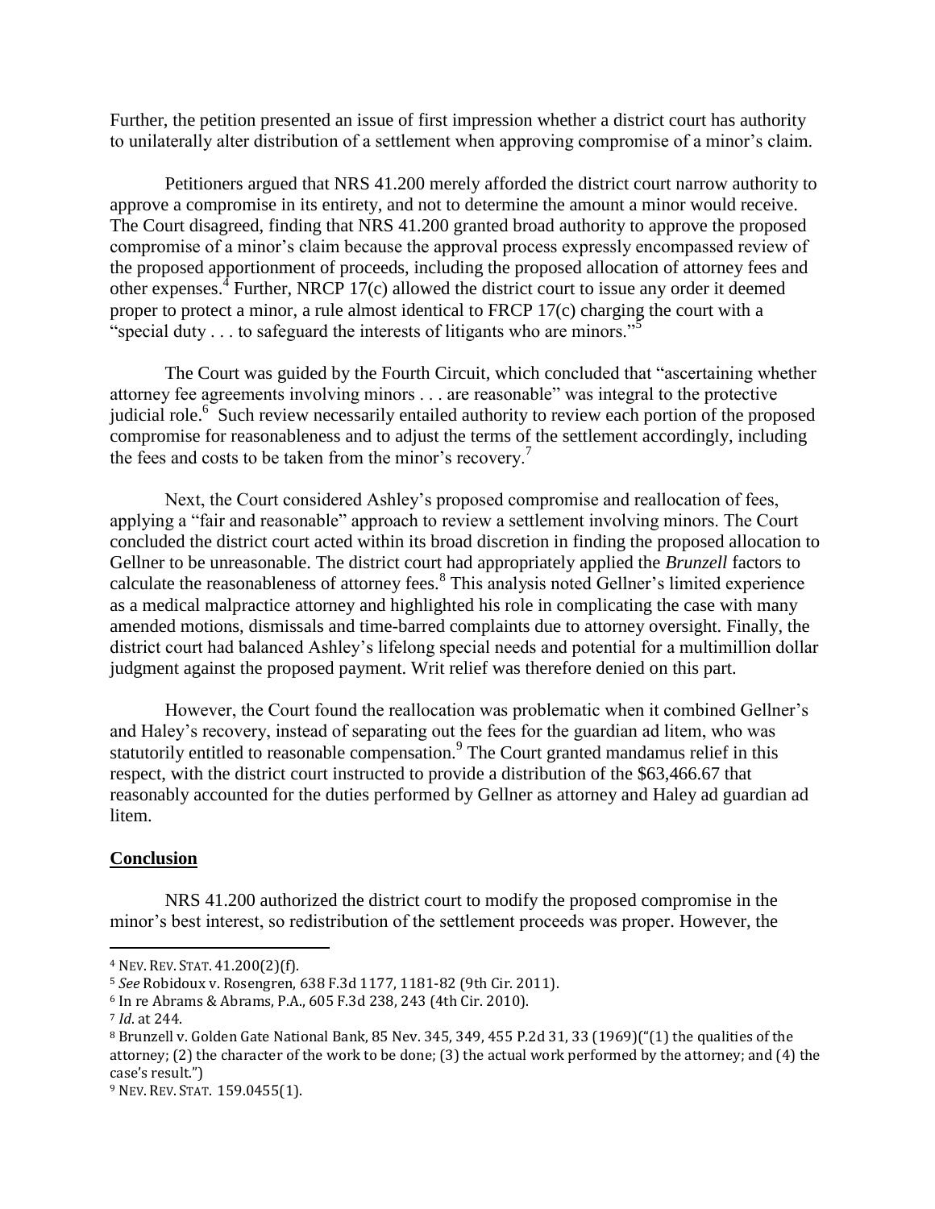Further, the petition presented an issue of first impression whether a district court has authority to unilaterally alter distribution of a settlement when approving compromise of a minor's claim.

Petitioners argued that NRS 41.200 merely afforded the district court narrow authority to approve a compromise in its entirety, and not to determine the amount a minor would receive. The Court disagreed, finding that NRS 41.200 granted broad authority to approve the proposed compromise of a minor's claim because the approval process expressly encompassed review of the proposed apportionment of proceeds, including the proposed allocation of attorney fees and other expenses.[4] Further, NRCP 17(c) allowed the district court to issue any order it deemed proper to protect a minor, a rule almost identical to FRCP 17(c) charging the court with a "special duty . . . to safeguard the interests of litigants who are minors."[5]

The Court was guided by the Fourth Circuit, which concluded that "ascertaining whether attorney fee agreements involving minors . . . are reasonable" was integral to the protective judicial role.[6] Such review necessarily entailed authority to review each portion of the proposed compromise for reasonableness and to adjust the terms of the settlement accordingly, including the fees and costs to be taken from the minor's recovery.[7]

Next, the Court considered Ashley's proposed compromise and reallocation of fees, applying a "fair and reasonable" approach to review a settlement involving minors. The Court concluded the district court acted within its broad discretion in finding the proposed allocation to Gellner to be unreasonable. The district court had appropriately applied the *Brunzell* factors to calculate the reasonableness of attorney fees.[8] This analysis noted Gellner's limited experience as a medical malpractice attorney and highlighted his role in complicating the case with many amended motions, dismissals and time-barred complaints due to attorney oversight. Finally, the district court had balanced Ashley's lifelong special needs and potential for a multimillion dollar judgment against the proposed payment. Writ relief was therefore denied on this part.

However, the Court found the reallocation was problematic when it combined Gellner's and Haley's recovery, instead of separating out the fees for the guardian ad litem, who was statutorily entitled to reasonable compensation.[9] The Court granted mandamus relief in this respect, with the district court instructed to provide a distribution of the $63,466.67 that reasonably accounted for the duties performed by Gellner as attorney and Haley ad guardian ad litem.

## **Conclusion**

NRS 41.200 authorized the district court to modify the proposed compromise in the minor's best interest, so redistribution of the settlement proceeds was proper. However, the

---

[4] NEV. REV. STAT. 41.200(2)(f).

[5] *See* Robidoux v. Rosengren, 638 F.3d 1177, 1181-82 (9th Cir. 2011).

[6] In re Abrams & Abrams, P.A., 605 F.3d 238, 243 (4th Cir. 2010).

[7] *Id.* at 244.

[8] Brunzell v. Golden Gate National Bank, 85 Nev. 345, 349, 455 P.2d 31, 33 (1969)("(1) the qualities of the attorney; (2) the character of the work to be done; (3) the actual work performed by the attorney; and (4) the case's result.")

[9] NEV. REV. STAT. 159.0455(1).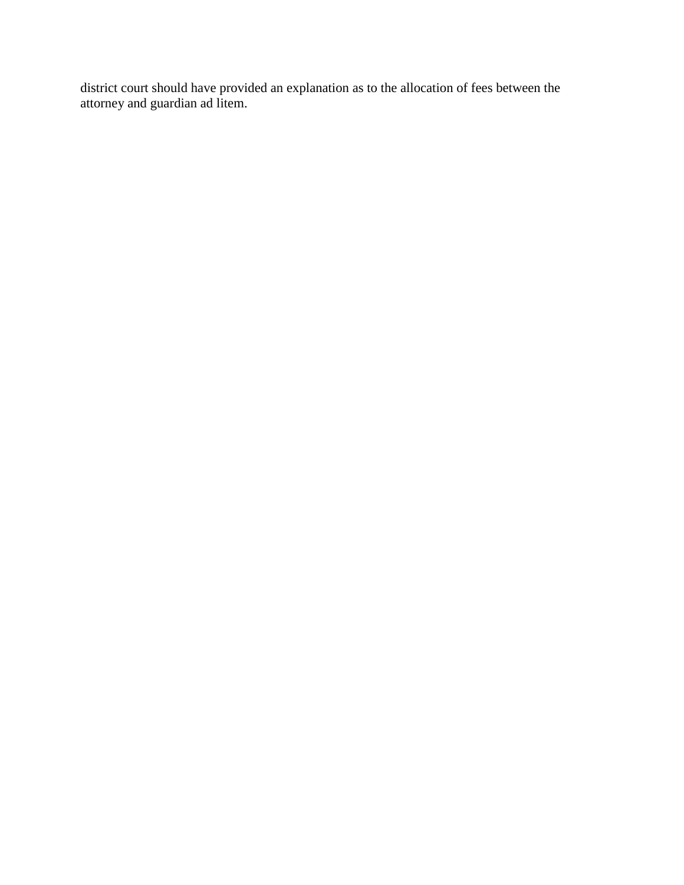district court should have provided an explanation as to the allocation of fees between the attorney and guardian ad litem.